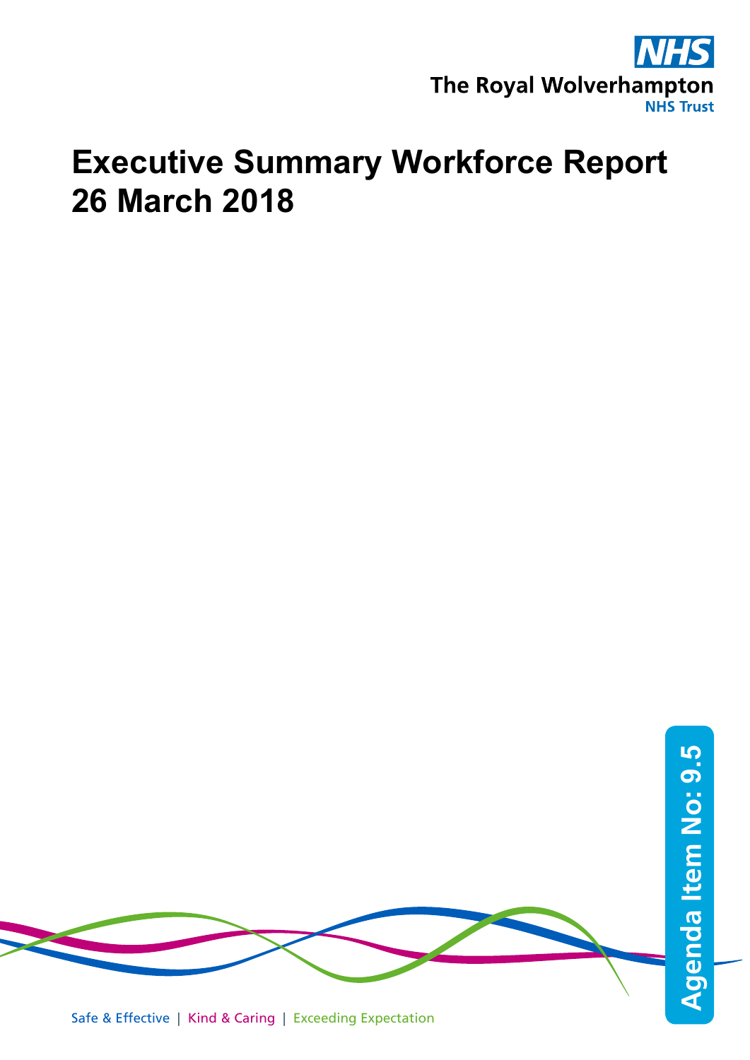The Royal Wolverhampton NHS Trust

# Executive Summary Workforce Report 26 March 2018

Agenda Item No: 9.5

Safe & Effective | Kind & Caring | Exceeding Expectation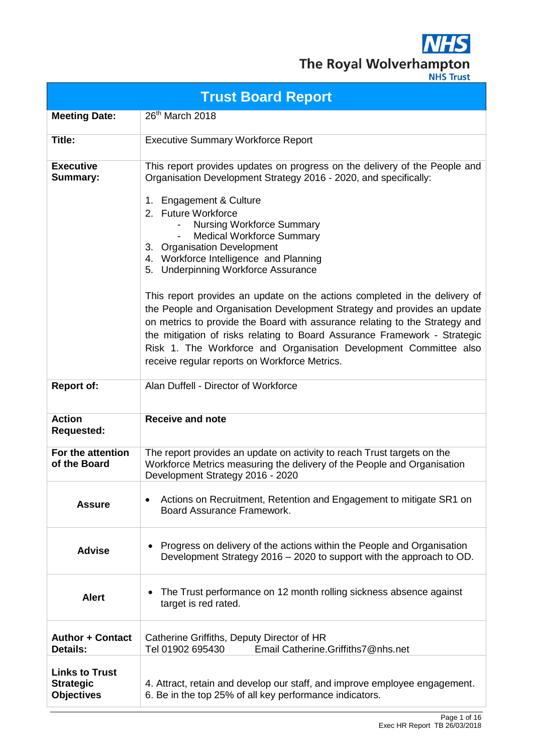The Royal Wolverhampton NHS Trust

# Trust Board Report

| | |
|---|---|
| **Meeting Date:** | 26th March 2018 |
| **Title:** | Executive Summary Workforce Report |
| **Executive Summary:** | This report provides updates on progress on the delivery of the People and Organisation Development Strategy 2016 - 2020, and specifically:<br><br>1. Engagement & Culture<br>2. Future Workforce<br>&nbsp;&nbsp;&nbsp;&nbsp;- Nursing Workforce Summary<br>&nbsp;&nbsp;&nbsp;&nbsp;- Medical Workforce Summary<br>3. Organisation Development<br>4. Workforce Intelligence and Planning<br>5. Underpinning Workforce Assurance<br><br>This report provides an update on the actions completed in the delivery of the People and Organisation Development Strategy and provides an update on metrics to provide the Board with assurance relating to the Strategy and the mitigation of risks relating to Board Assurance Framework - Strategic Risk 1. The Workforce and Organisation Development Committee also receive regular reports on Workforce Metrics. |
| **Report of:** | Alan Duffell - Director of Workforce |
| **Action Requested:** | **Receive and note** |
| **For the attention of the Board** | The report provides an update on activity to reach Trust targets on the Workforce Metrics measuring the delivery of the People and Organisation Development Strategy 2016 - 2020 |
| **Assure** | • Actions on Recruitment, Retention and Engagement to mitigate SR1 on Board Assurance Framework. |
| **Advise** | • Progress on delivery of the actions within the People and Organisation Development Strategy 2016 – 2020 to support with the approach to OD. |
| **Alert** | • The Trust performance on 12 month rolling sickness absence against target is red rated. |
| **Author + Contact Details:** | Catherine Griffiths, Deputy Director of HR<br>Tel 01902 695430 Email Catherine.Griffiths7@nhs.net |
| **Links to Trust Strategic Objectives** | 4. Attract, retain and develop our staff, and improve employee engagement.<br>6. Be in the top 25% of all key performance indicators. |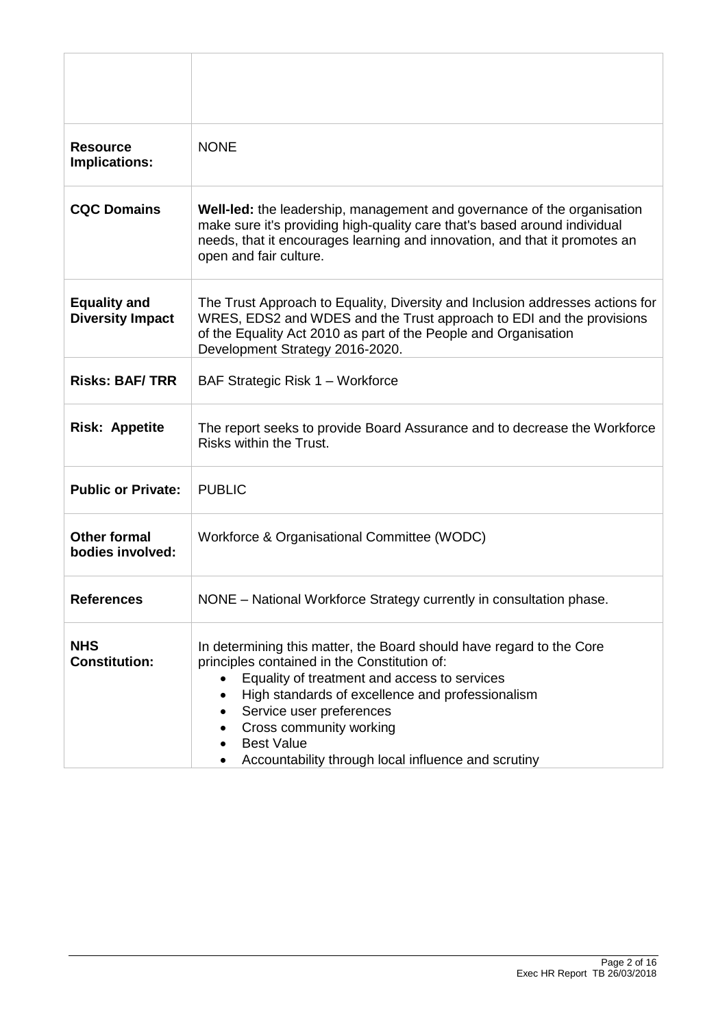| | |
|---|---|
| | |
| **Resource Implications:** | NONE |
| **CQC Domains** | **Well-led:** the leadership, management and governance of the organisation make sure it's providing high-quality care that's based around individual needs, that it encourages learning and innovation, and that it promotes an open and fair culture. |
| **Equality and Diversity Impact** | The Trust Approach to Equality, Diversity and Inclusion addresses actions for WRES, EDS2 and WDES and the Trust approach to EDI and the provisions of the Equality Act 2010 as part of the People and Organisation Development Strategy 2016-2020. |
| **Risks: BAF/ TRR** | BAF Strategic Risk 1 – Workforce |
| **Risk: Appetite** | The report seeks to provide Board Assurance and to decrease the Workforce Risks within the Trust. |
| **Public or Private:** | PUBLIC |
| **Other formal bodies involved:** | Workforce & Organisational Committee (WODC) |
| **References** | NONE – National Workforce Strategy currently in consultation phase. |
| **NHS Constitution:** | In determining this matter, the Board should have regard to the Core principles contained in the Constitution of:<br>• Equality of treatment and access to services<br>• High standards of excellence and professionalism<br>• Service user preferences<br>• Cross community working<br>• Best Value<br>• Accountability through local influence and scrutiny |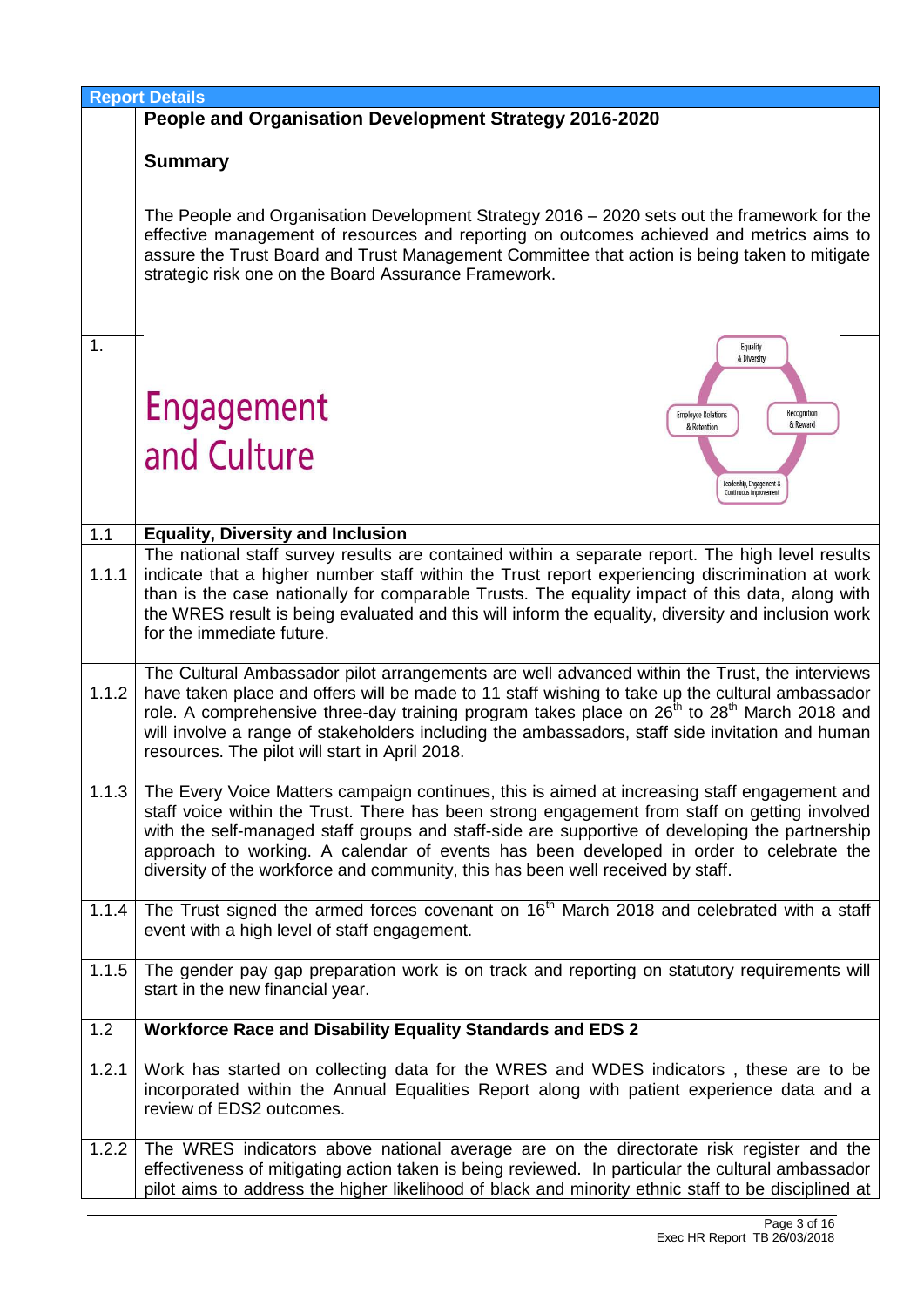**Report Details**

## People and Organisation Development Strategy 2016-2020

### Summary

The People and Organisation Development Strategy 2016 – 2020 sets out the framework for the effective management of resources and reporting on outcomes achieved and metrics aims to assure the Trust Board and Trust Management Committee that action is being taken to mitigate strategic risk one on the Board Assurance Framework.

## 1. Engagement and Culture

Equality & Diversity

Employee Relations & Retention

Recognition & Reward

Leadership, Engagement & Continuous Improvement

| | |
|---|---|
| **1.1** | **Equality, Diversity and Inclusion** |
| 1.1.1 | The national staff survey results are contained within a separate report. The high level results indicate that a higher number staff within the Trust report experiencing discrimination at work than is the case nationally for comparable Trusts. The equality impact of this data, along with the WRES result is being evaluated and this will inform the equality, diversity and inclusion work for the immediate future. |
| 1.1.2 | The Cultural Ambassador pilot arrangements are well advanced within the Trust, the interviews have taken place and offers will be made to 11 staff wishing to take up the cultural ambassador role. A comprehensive three-day training program takes place on 26th to 28th March 2018 and will involve a range of stakeholders including the ambassadors, staff side invitation and human resources. The pilot will start in April 2018. |
| 1.1.3 | The Every Voice Matters campaign continues, this is aimed at increasing staff engagement and staff voice within the Trust. There has been strong engagement from staff on getting involved with the self-managed staff groups and staff-side are supportive of developing the partnership approach to working. A calendar of events has been developed in order to celebrate the diversity of the workforce and community, this has been well received by staff. |
| 1.1.4 | The Trust signed the armed forces covenant on 16th March 2018 and celebrated with a staff event with a high level of staff engagement. |
| 1.1.5 | The gender pay gap preparation work is on track and reporting on statutory requirements will start in the new financial year. |
| **1.2** | **Workforce Race and Disability Equality Standards and EDS 2** |
| 1.2.1 | Work has started on collecting data for the WRES and WDES indicators , these are to be incorporated within the Annual Equalities Report along with patient experience data and a review of EDS2 outcomes. |
| 1.2.2 | The WRES indicators above national average are on the directorate risk register and the effectiveness of mitigating action taken is being reviewed. In particular the cultural ambassador pilot aims to address the higher likelihood of black and minority ethnic staff to be disciplined at |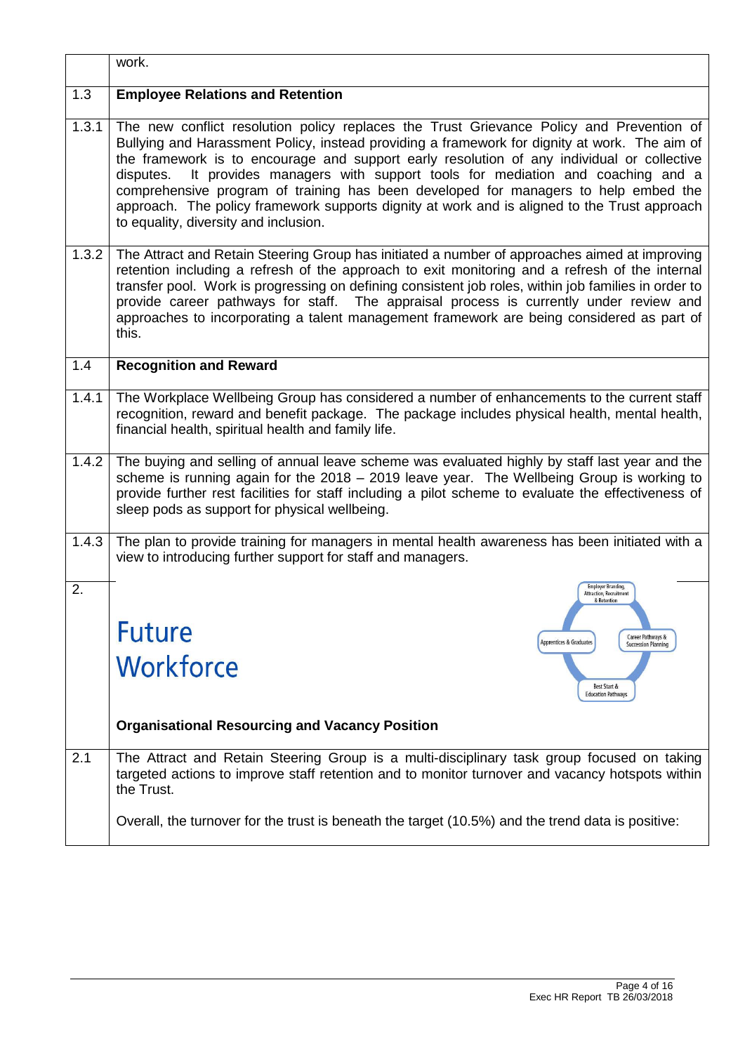| | work. |
|---|---|
| 1.3 | **Employee Relations and Retention** |
| 1.3.1 | The new conflict resolution policy replaces the Trust Grievance Policy and Prevention of Bullying and Harassment Policy, instead providing a framework for dignity at work. The aim of the framework is to encourage and support early resolution of any individual or collective disputes. It provides managers with support tools for mediation and coaching and a comprehensive program of training has been developed for managers to help embed the approach. The policy framework supports dignity at work and is aligned to the Trust approach to equality, diversity and inclusion. |
| 1.3.2 | The Attract and Retain Steering Group has initiated a number of approaches aimed at improving retention including a refresh of the approach to exit monitoring and a refresh of the internal transfer pool. Work is progressing on defining consistent job roles, within job families in order to provide career pathways for staff. The appraisal process is currently under review and approaches to incorporating a talent management framework are being considered as part of this. |
| 1.4 | **Recognition and Reward** |
| 1.4.1 | The Workplace Wellbeing Group has considered a number of enhancements to the current staff recognition, reward and benefit package. The package includes physical health, mental health, financial health, spiritual health and family life. |
| 1.4.2 | The buying and selling of annual leave scheme was evaluated highly by staff last year and the scheme is running again for the 2018 – 2019 leave year. The Wellbeing Group is working to provide further rest facilities for staff including a pilot scheme to evaluate the effectiveness of sleep pods as support for physical wellbeing. |
| 1.4.3 | The plan to provide training for managers in mental health awareness has been initiated with a view to introducing further support for staff and managers. |
| 2. | **Future Workforce** (Employer Branding, Attraction, Recruitment & Retention; Career Pathways & Succession Planning; Best Start & Education Pathways; Apprentices & Graduates)<br><br>**Organisational Resourcing and Vacancy Position** |
| 2.1 | The Attract and Retain Steering Group is a multi-disciplinary task group focused on taking targeted actions to improve staff retention and to monitor turnover and vacancy hotspots within the Trust.<br><br>Overall, the turnover for the trust is beneath the target (10.5%) and the trend data is positive: |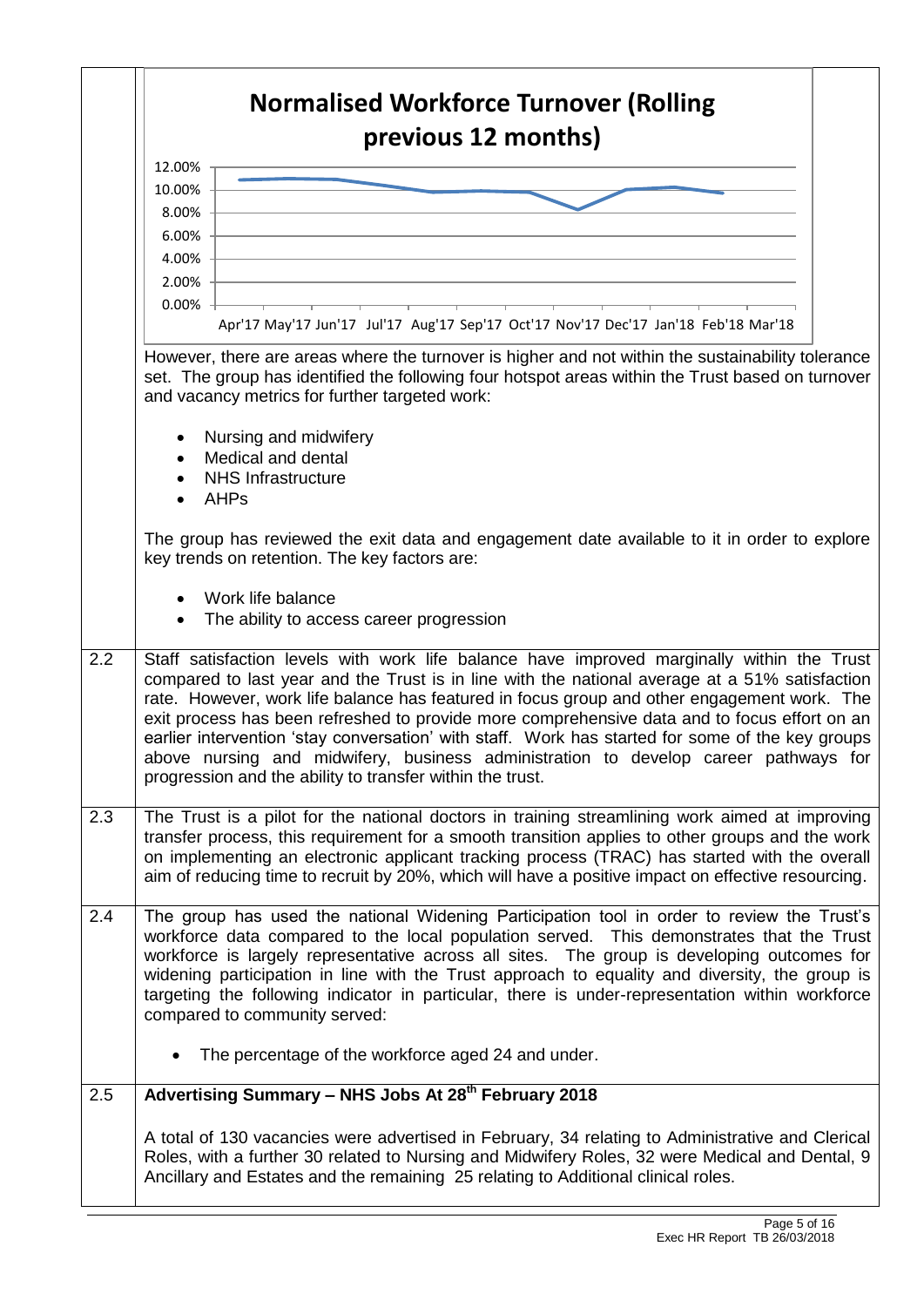**Normalised Workforce Turnover (Rolling previous 12 months)**

However, there are areas where the turnover is higher and not within the sustainability tolerance set. The group has identified the following four hotspot areas within the Trust based on turnover and vacancy metrics for further targeted work:

- Nursing and midwifery
- Medical and dental
- NHS Infrastructure
- AHPs

The group has reviewed the exit data and engagement date available to it in order to explore key trends on retention. The key factors are:

- Work life balance
- The ability to access career progression

2.2 Staff satisfaction levels with work life balance have improved marginally within the Trust compared to last year and the Trust is in line with the national average at a 51% satisfaction rate. However, work life balance has featured in focus group and other engagement work. The exit process has been refreshed to provide more comprehensive data and to focus effort on an earlier intervention 'stay conversation' with staff. Work has started for some of the key groups above nursing and midwifery, business administration to develop career pathways for progression and the ability to transfer within the trust.

2.3 The Trust is a pilot for the national doctors in training streamlining work aimed at improving transfer process, this requirement for a smooth transition applies to other groups and the work on implementing an electronic applicant tracking process (TRAC) has started with the overall aim of reducing time to recruit by 20%, which will have a positive impact on effective resourcing.

2.4 The group has used the national Widening Participation tool in order to review the Trust's workforce data compared to the local population served. This demonstrates that the Trust workforce is largely representative across all sites. The group is developing outcomes for widening participation in line with the Trust approach to equality and diversity, the group is targeting the following indicator in particular, there is under-representation within workforce compared to community served:

- The percentage of the workforce aged 24 and under.

2.5 **Advertising Summary – NHS Jobs At 28th February 2018**

A total of 130 vacancies were advertised in February, 34 relating to Administrative and Clerical Roles, with a further 30 related to Nursing and Midwifery Roles, 32 were Medical and Dental, 9 Ancillary and Estates and the remaining 25 relating to Additional clinical roles.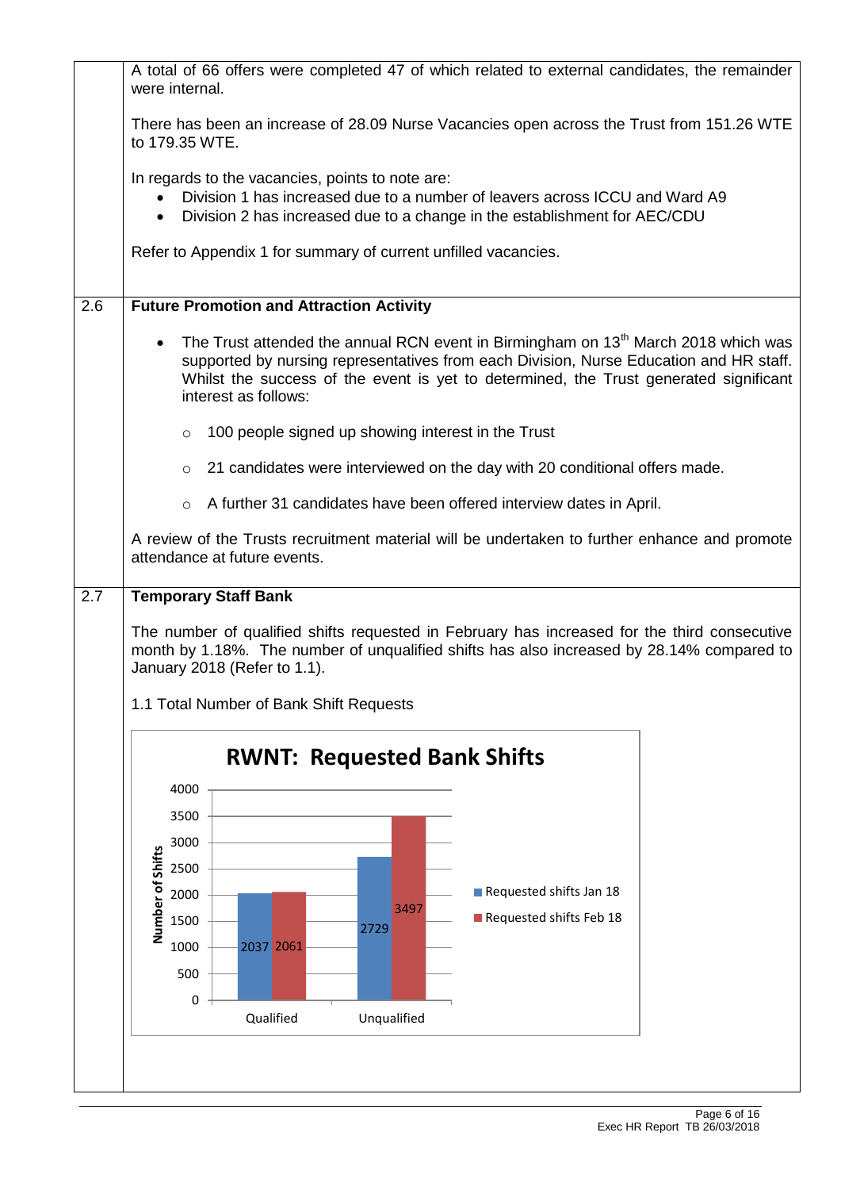A total of 66 offers were completed 47 of which related to external candidates, the remainder were internal.

There has been an increase of 28.09 Nurse Vacancies open across the Trust from 151.26 WTE to 179.35 WTE.

In regards to the vacancies, points to note are:

- Division 1 has increased due to a number of leavers across ICCU and Ward A9
- Division 2 has increased due to a change in the establishment for AEC/CDU

Refer to Appendix 1 for summary of current unfilled vacancies.

## 2.6 Future Promotion and Attraction Activity

- The Trust attended the annual RCN event in Birmingham on 13th March 2018 which was supported by nursing representatives from each Division, Nurse Education and HR staff. Whilst the success of the event is yet to determined, the Trust generated significant interest as follows:
  - 100 people signed up showing interest in the Trust
  - 21 candidates were interviewed on the day with 20 conditional offers made.
  - A further 31 candidates have been offered interview dates in April.

A review of the Trusts recruitment material will be undertaken to further enhance and promote attendance at future events.

## 2.7 Temporary Staff Bank

The number of qualified shifts requested in February has increased for the third consecutive month by 1.18%. The number of unqualified shifts has also increased by 28.14% compared to January 2018 (Refer to 1.1).

1.1 Total Number of Bank Shift Requests

**RWNT: Requested Bank Shifts**

| | Requested shifts Jan 18 | Requested shifts Feb 18 |
|---|---|---|
| Qualified | 2037 | 2061 |
| Unqualified | 2729 | 3497 |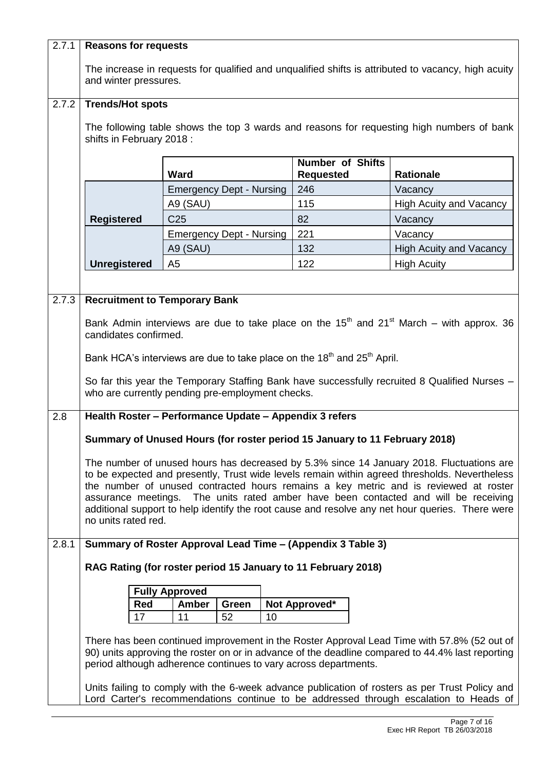### 2.7.1 Reasons for requests

The increase in requests for qualified and unqualified shifts is attributed to vacancy, high acuity and winter pressures.

### 2.7.2 Trends/Hot spots

The following table shows the top 3 wards and reasons for requesting high numbers of bank shifts in February 2018 :

| | Ward | Number of Shifts Requested | Rationale |
|---|---|---|---|
| Registered | Emergency Dept - Nursing | 246 | Vacancy |
| | A9 (SAU) | 115 | High Acuity and Vacancy |
| | C25 | 82 | Vacancy |
| Unregistered | Emergency Dept - Nursing | 221 | Vacancy |
| | A9 (SAU) | 132 | High Acuity and Vacancy |
| | A5 | 122 | High Acuity |

### 2.7.3 Recruitment to Temporary Bank

Bank Admin interviews are due to take place on the 15th and 21st March – with approx. 36 candidates confirmed.

Bank HCA's interviews are due to take place on the 18th and 25th April.

So far this year the Temporary Staffing Bank have successfully recruited 8 Qualified Nurses – who are currently pending pre-employment checks.

### 2.8 Health Roster – Performance Update – Appendix 3 refers

**Summary of Unused Hours (for roster period 15 January to 11 February 2018)**

The number of unused hours has decreased by 5.3% since 14 January 2018. Fluctuations are to be expected and presently, Trust wide levels remain within agreed thresholds. Nevertheless the number of unused contracted hours remains a key metric and is reviewed at roster assurance meetings. The units rated amber have been contacted and will be receiving additional support to help identify the root cause and resolve any net hour queries. There were no units rated red.

### 2.8.1 Summary of Roster Approval Lead Time – (Appendix 3 Table 3)

**RAG Rating (for roster period 15 January to 11 February 2018)**

| Fully Approved | | | |
|---|---|---|---|
| Red | Amber | Green | Not Approved* |
| 17 | 11 | 52 | 10 |

There has been continued improvement in the Roster Approval Lead Time with 57.8% (52 out of 90) units approving the roster on or in advance of the deadline compared to 44.4% last reporting period although adherence continues to vary across departments.

Units failing to comply with the 6-week advance publication of rosters as per Trust Policy and Lord Carter's recommendations continue to be addressed through escalation to Heads of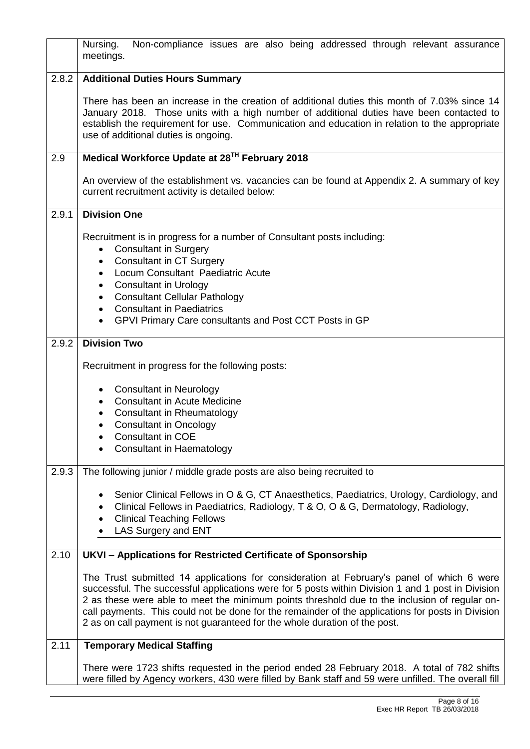Nursing. Non-compliance issues are also being addressed through relevant assurance meetings.

### 2.8.2 Additional Duties Hours Summary

There has been an increase in the creation of additional duties this month of 7.03% since 14 January 2018. Those units with a high number of additional duties have been contacted to establish the requirement for use. Communication and education in relation to the appropriate use of additional duties is ongoing.

## 2.9 Medical Workforce Update at 28TH February 2018

An overview of the establishment vs. vacancies can be found at Appendix 2. A summary of key current recruitment activity is detailed below:

### 2.9.1 Division One

Recruitment is in progress for a number of Consultant posts including:

- Consultant in Surgery
- Consultant in CT Surgery
- Locum Consultant Paediatric Acute
- Consultant in Urology
- Consultant Cellular Pathology
- Consultant in Paediatrics
- GPVI Primary Care consultants and Post CCT Posts in GP

### 2.9.2 Division Two

Recruitment in progress for the following posts:

- Consultant in Neurology
- Consultant in Acute Medicine
- Consultant in Rheumatology
- Consultant in Oncology
- Consultant in COE
- Consultant in Haematology

### 2.9.3

The following junior / middle grade posts are also being recruited to

- Senior Clinical Fellows in O & G, CT Anaesthetics, Paediatrics, Urology, Cardiology, and
- Clinical Fellows in Paediatrics, Radiology, T & O, O & G, Dermatology, Radiology,
- Clinical Teaching Fellows
- LAS Surgery and ENT

## 2.10 UKVI – Applications for Restricted Certificate of Sponsorship

The Trust submitted 14 applications for consideration at February's panel of which 6 were successful. The successful applications were for 5 posts within Division 1 and 1 post in Division 2 as these were able to meet the minimum points threshold due to the inclusion of regular on-call payments. This could not be done for the remainder of the applications for posts in Division 2 as on call payment is not guaranteed for the whole duration of the post.

## 2.11 Temporary Medical Staffing

There were 1723 shifts requested in the period ended 28 February 2018. A total of 782 shifts were filled by Agency workers, 430 were filled by Bank staff and 59 were unfilled. The overall fill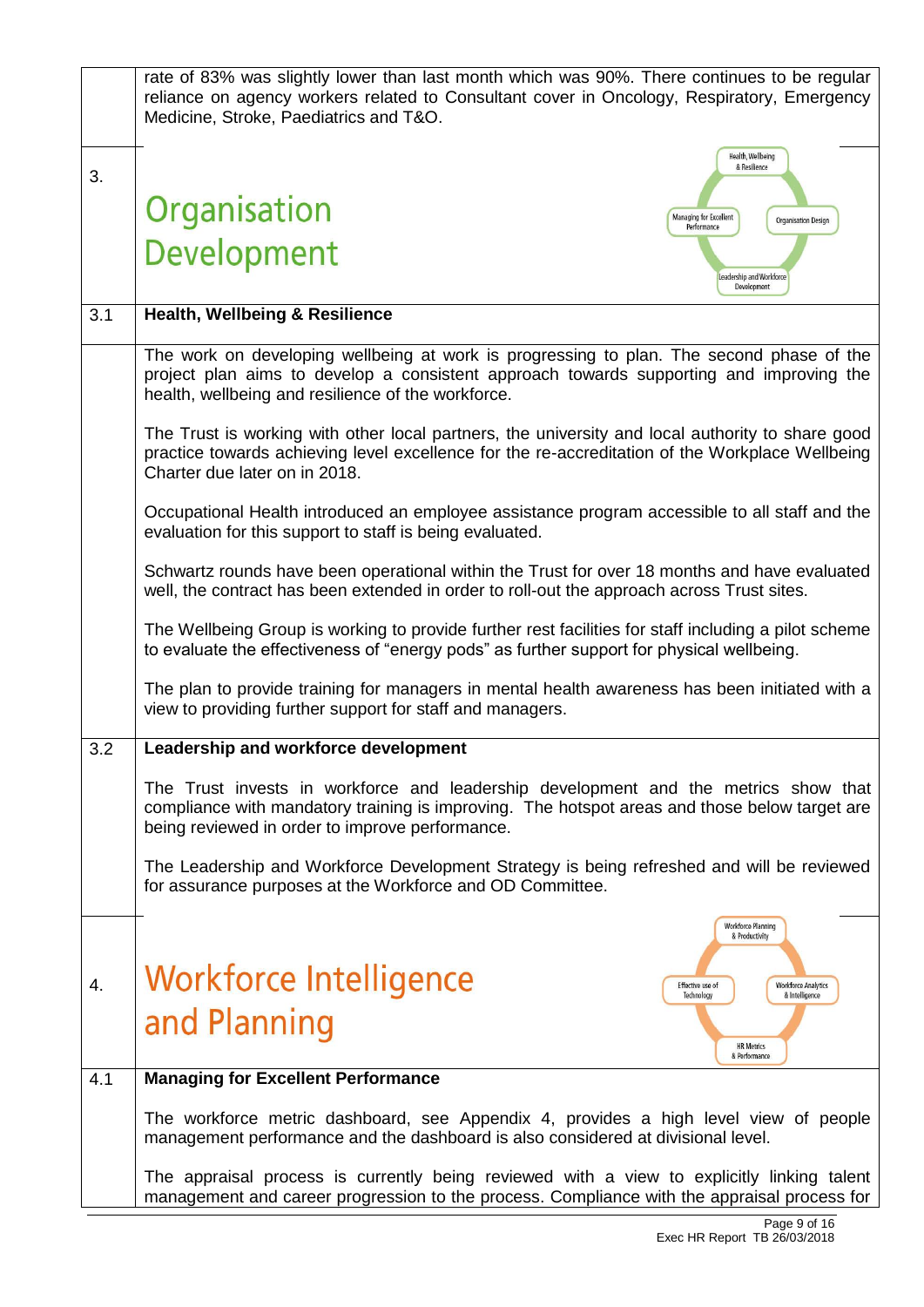rate of 83% was slightly lower than last month which was 90%. There continues to be regular reliance on agency workers related to Consultant cover in Oncology, Respiratory, Emergency Medicine, Stroke, Paediatrics and T&O.

## 3. Organisation Development

Health, Wellbeing & Resilience – Managing for Excellent Performance – Organisation Design – Leadership and Workforce Development

### 3.1 Health, Wellbeing & Resilience

The work on developing wellbeing at work is progressing to plan. The second phase of the project plan aims to develop a consistent approach towards supporting and improving the health, wellbeing and resilience of the workforce.

The Trust is working with other local partners, the university and local authority to share good practice towards achieving level excellence for the re-accreditation of the Workplace Wellbeing Charter due later on in 2018.

Occupational Health introduced an employee assistance program accessible to all staff and the evaluation for this support to staff is being evaluated.

Schwartz rounds have been operational within the Trust for over 18 months and have evaluated well, the contract has been extended in order to roll-out the approach across Trust sites.

The Wellbeing Group is working to provide further rest facilities for staff including a pilot scheme to evaluate the effectiveness of "energy pods" as further support for physical wellbeing.

The plan to provide training for managers in mental health awareness has been initiated with a view to providing further support for staff and managers.

### 3.2 Leadership and workforce development

The Trust invests in workforce and leadership development and the metrics show that compliance with mandatory training is improving. The hotspot areas and those below target are being reviewed in order to improve performance.

The Leadership and Workforce Development Strategy is being refreshed and will be reviewed for assurance purposes at the Workforce and OD Committee.

## 4. Workforce Intelligence and Planning

Workforce Planning & Productivity – Effective use of Technology – Workforce Analytics & Intelligence – HR Metrics & Performance

### 4.1 Managing for Excellent Performance

The workforce metric dashboard, see Appendix 4, provides a high level view of people management performance and the dashboard is also considered at divisional level.

The appraisal process is currently being reviewed with a view to explicitly linking talent management and career progression to the process. Compliance with the appraisal process for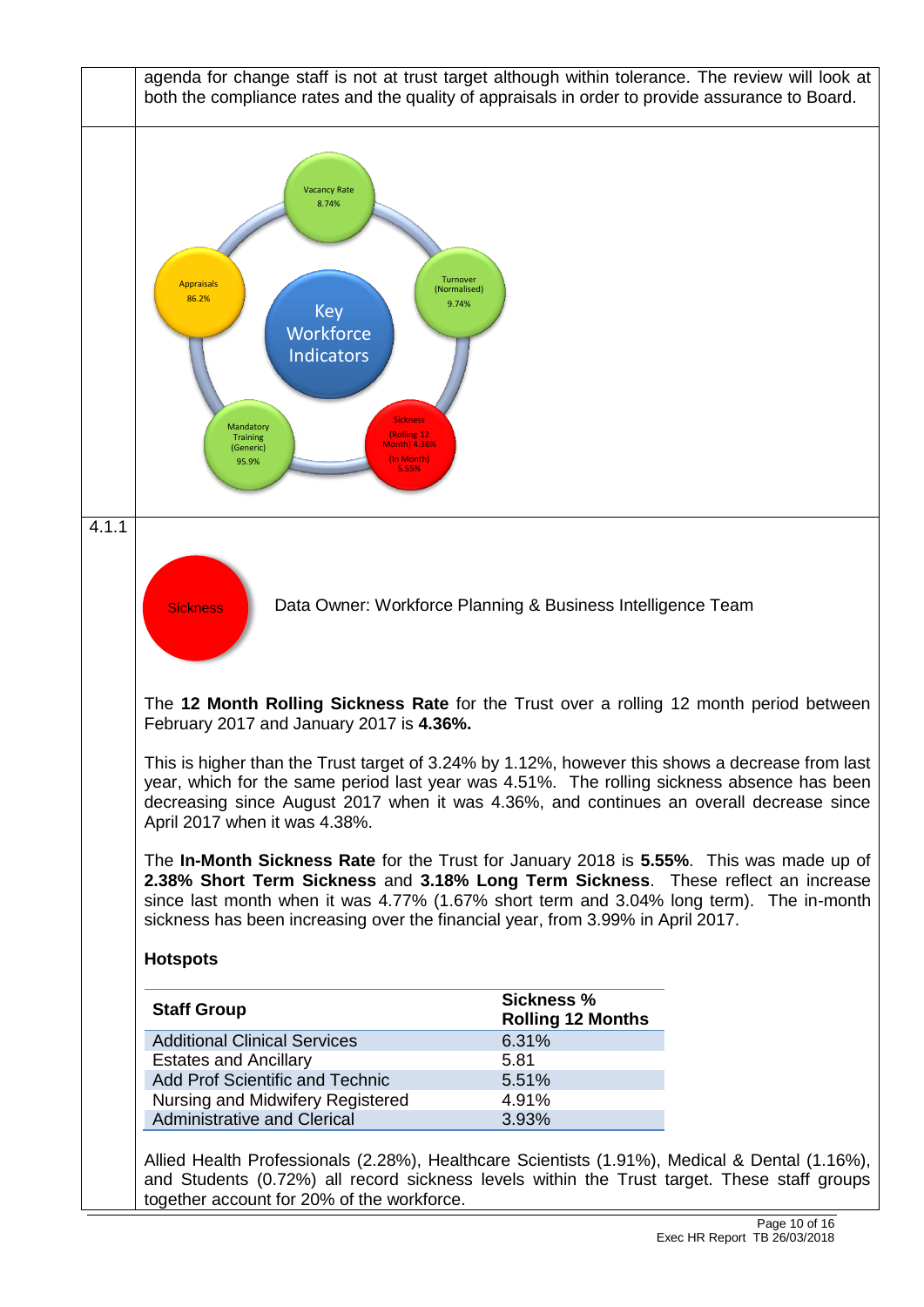agenda for change staff is not at trust target although within tolerance. The review will look at both the compliance rates and the quality of appraisals in order to provide assurance to Board.

Key Workforce Indicators

- Vacancy Rate 8.74%
- Turnover (Normalised) 9.74%
- Sickness (Rolling 12 Month) 4.36% (In Month) 5.55%
- Mandatory Training (Generic) 95.9%
- Appraisals 86.2%

4.1.1

Sickness

Data Owner: Workforce Planning & Business Intelligence Team

The **12 Month Rolling Sickness Rate** for the Trust over a rolling 12 month period between February 2017 and January 2017 is **4.36%.**

This is higher than the Trust target of 3.24% by 1.12%, however this shows a decrease from last year, which for the same period last year was 4.51%. The rolling sickness absence has been decreasing since August 2017 when it was 4.36%, and continues an overall decrease since April 2017 when it was 4.38%.

The **In-Month Sickness Rate** for the Trust for January 2018 is **5.55%**. This was made up of **2.38% Short Term Sickness** and **3.18% Long Term Sickness**. These reflect an increase since last month when it was 4.77% (1.67% short term and 3.04% long term). The in-month sickness has been increasing over the financial year, from 3.99% in April 2017.

**Hotspots**

| Staff Group | Sickness % Rolling 12 Months |
|---|---|
| Additional Clinical Services | 6.31% |
| Estates and Ancillary | 5.81 |
| Add Prof Scientific and Technic | 5.51% |
| Nursing and Midwifery Registered | 4.91% |
| Administrative and Clerical | 3.93% |

Allied Health Professionals (2.28%), Healthcare Scientists (1.91%), Medical & Dental (1.16%), and Students (0.72%) all record sickness levels within the Trust target. These staff groups together account for 20% of the workforce.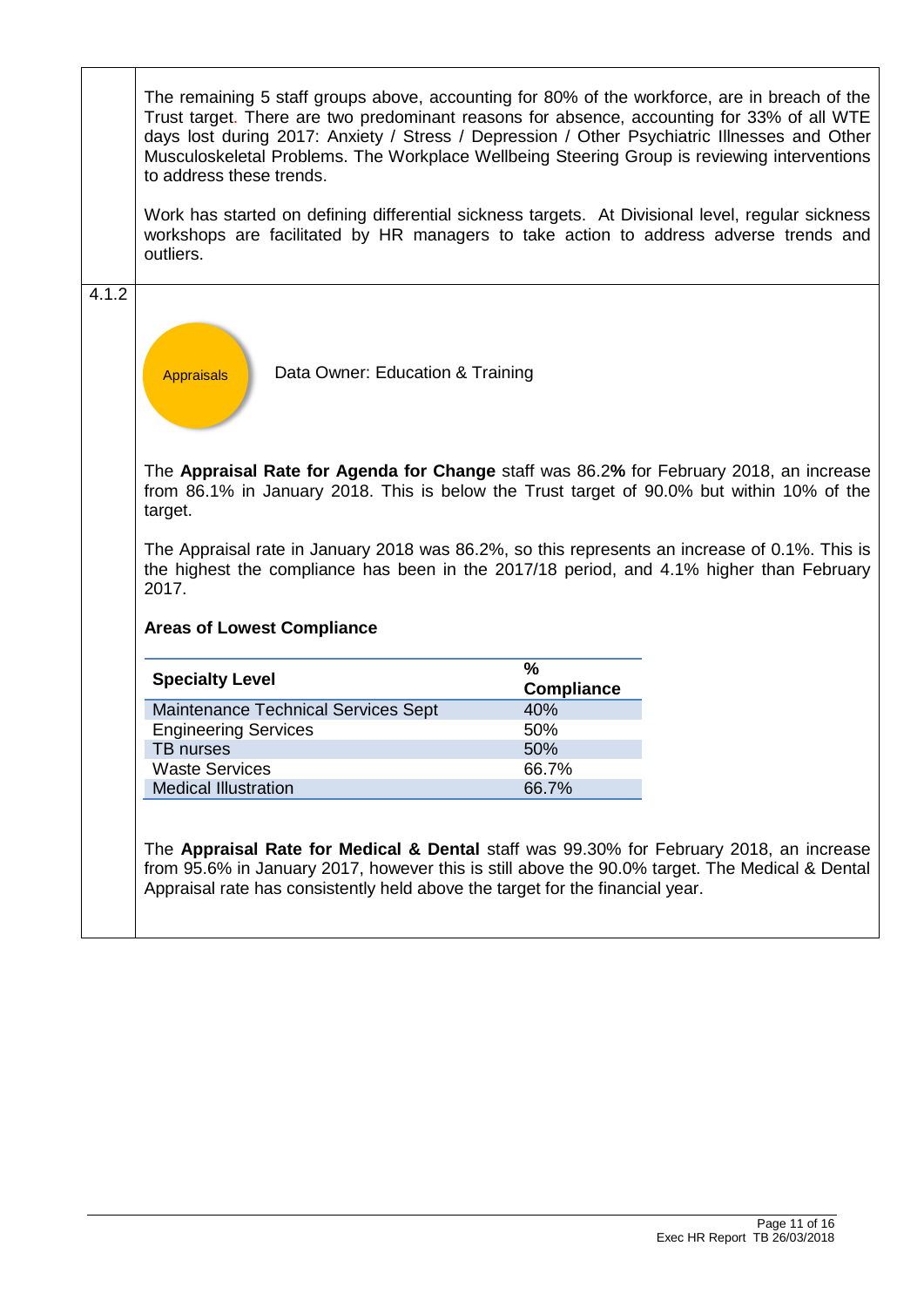The remaining 5 staff groups above, accounting for 80% of the workforce, are in breach of the Trust target. There are two predominant reasons for absence, accounting for 33% of all WTE days lost during 2017: Anxiety / Stress / Depression / Other Psychiatric Illnesses and Other Musculoskeletal Problems. The Workplace Wellbeing Steering Group is reviewing interventions to address these trends.

Work has started on defining differential sickness targets. At Divisional level, regular sickness workshops are facilitated by HR managers to take action to address adverse trends and outliers.

4.1.2

Appraisals

Data Owner: Education & Training

The **Appraisal Rate for Agenda for Change** staff was 86.2**%** for February 2018, an increase from 86.1% in January 2018. This is below the Trust target of 90.0% but within 10% of the target.

The Appraisal rate in January 2018 was 86.2%, so this represents an increase of 0.1%. This is the highest the compliance has been in the 2017/18 period, and 4.1% higher than February 2017.

**Areas of Lowest Compliance**

| Specialty Level | % Compliance |
|---|---|
| Maintenance Technical Services Sept | 40% |
| Engineering Services | 50% |
| TB nurses | 50% |
| Waste Services | 66.7% |
| Medical Illustration | 66.7% |

The **Appraisal Rate for Medical & Dental** staff was 99.30% for February 2018, an increase from 95.6% in January 2017, however this is still above the 90.0% target. The Medical & Dental Appraisal rate has consistently held above the target for the financial year.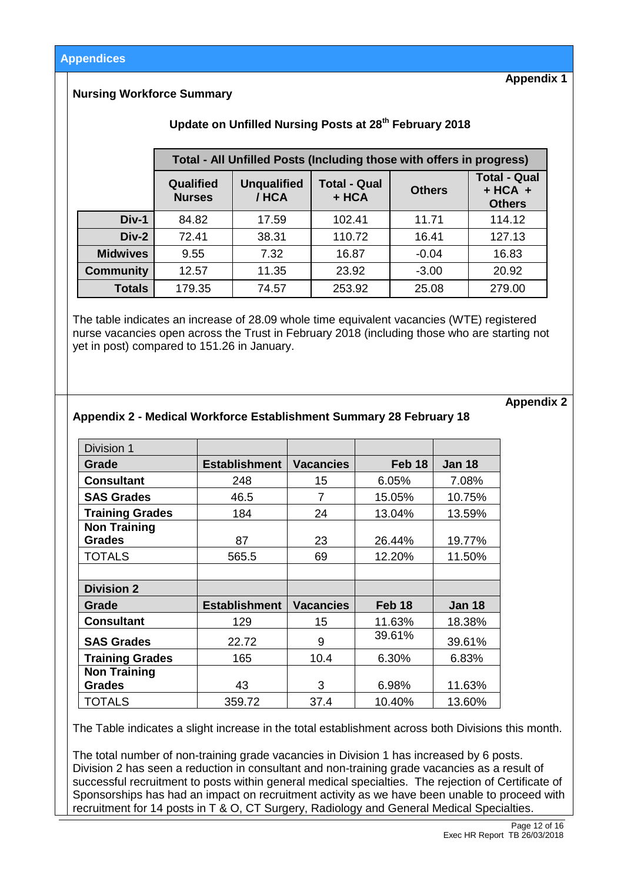## Appendices

**Appendix 1**

**Nursing Workforce Summary**

**Update on Unfilled Nursing Posts at 28th February 2018**

| | Total - All Unfilled Posts (Including those with offers in progress) | | | | |
|---|---|---|---|---|---|
| | **Qualified Nurses** | **Unqualified / HCA** | **Total - Qual + HCA** | **Others** | **Total - Qual + HCA + Others** |
| **Div-1** | 84.82 | 17.59 | 102.41 | 11.71 | 114.12 |
| **Div-2** | 72.41 | 38.31 | 110.72 | 16.41 | 127.13 |
| **Midwives** | 9.55 | 7.32 | 16.87 | -0.04 | 16.83 |
| **Community** | 12.57 | 11.35 | 23.92 | -3.00 | 20.92 |
| **Totals** | 179.35 | 74.57 | 253.92 | 25.08 | 279.00 |

The table indicates an increase of 28.09 whole time equivalent vacancies (WTE) registered nurse vacancies open across the Trust in February 2018 (including those who are starting not yet in post) compared to 151.26 in January.

**Appendix 2**

**Appendix 2 - Medical Workforce Establishment Summary 28 February 18**

| Division 1 | | | | |
|---|---|---|---|---|
| **Grade** | **Establishment** | **Vacancies** | **Feb 18** | **Jan 18** |
| **Consultant** | 248 | 15 | 6.05% | 7.08% |
| **SAS Grades** | 46.5 | 7 | 15.05% | 10.75% |
| **Training Grades** | 184 | 24 | 13.04% | 13.59% |
| **Non Training Grades** | 87 | 23 | 26.44% | 19.77% |
| TOTALS | 565.5 | 69 | 12.20% | 11.50% |
| | | | | |
| **Division 2** | | | | |
| **Grade** | **Establishment** | **Vacancies** | **Feb 18** | **Jan 18** |
| **Consultant** | 129 | 15 | 11.63% | 18.38% |
| **SAS Grades** | 22.72 | 9 | 39.61% | 39.61% |
| **Training Grades** | 165 | 10.4 | 6.30% | 6.83% |
| **Non Training Grades** | 43 | 3 | 6.98% | 11.63% |
| TOTALS | 359.72 | 37.4 | 10.40% | 13.60% |

The Table indicates a slight increase in the total establishment across both Divisions this month.

The total number of non-training grade vacancies in Division 1 has increased by 6 posts. Division 2 has seen a reduction in consultant and non-training grade vacancies as a result of successful recruitment to posts within general medical specialties. The rejection of Certificate of Sponsorships has had an impact on recruitment activity as we have been unable to proceed with recruitment for 14 posts in T & O, CT Surgery, Radiology and General Medical Specialties.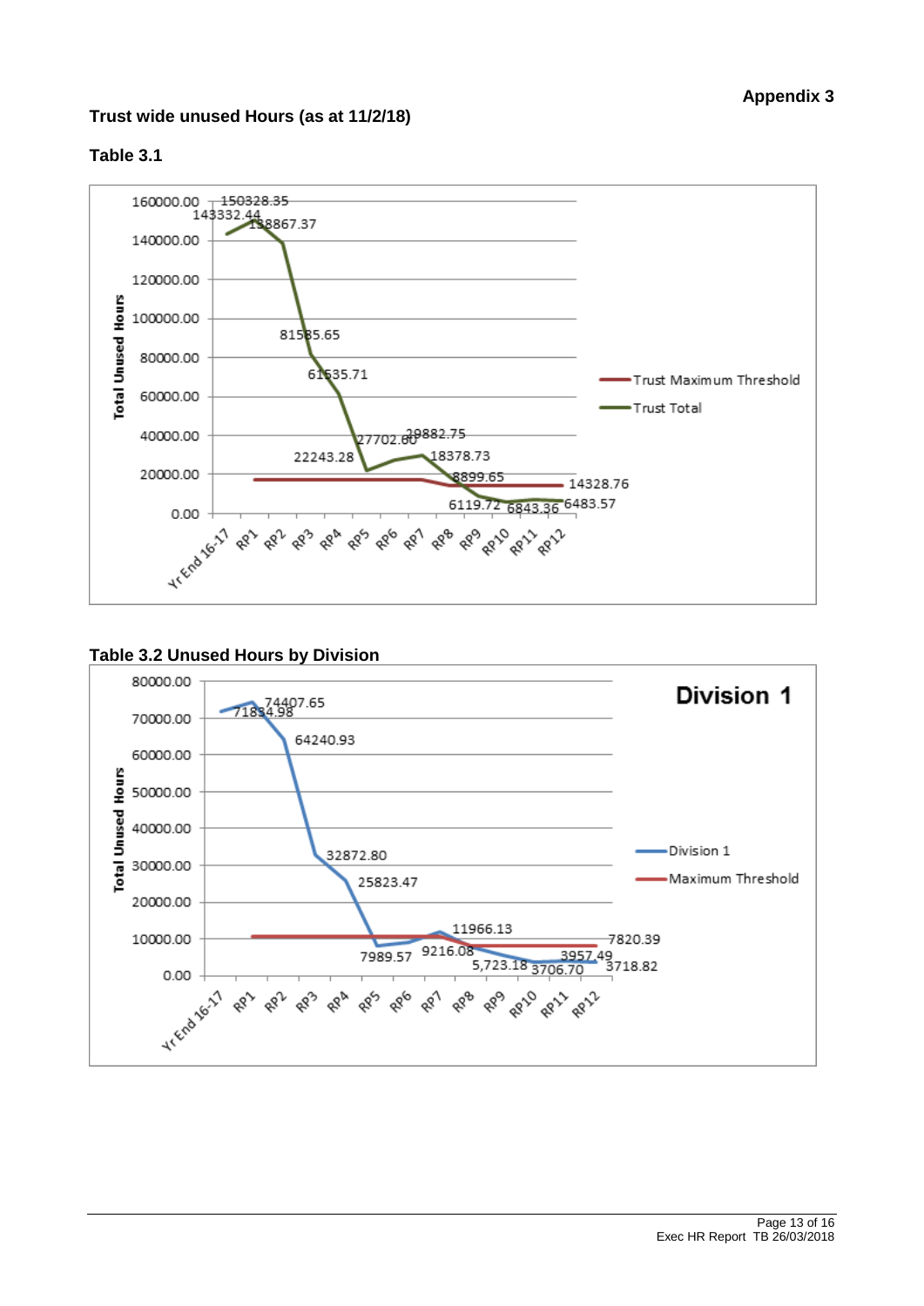**Appendix 3**

## Trust wide unused Hours (as at 11/2/18)

### Table 3.1

| | Yr End 16-17 | RP1 | RP2 | RP3 | RP4 | RP5 | RP6 | RP7 | RP8 | RP9 | RP10 | RP11 | RP12 |
|---|---|---|---|---|---|---|---|---|---|---|---|---|---|
| Trust Total | 143332.44 | 150328.35 | 138867.37 | 81585.65 | 61535.71 | 22243.28 | 27702.60 | 29882.75 | 18378.73 | 8899.65 | 6119.72 | 6843.36 | 6483.57 |
| Trust Maximum Threshold | | | | | | | | | | | | | 14328.76 |

### Table 3.2 Unused Hours by Division

**Division 1**

| | Yr End 16-17 | RP1 | RP2 | RP3 | RP4 | RP5 | RP6 | RP7 | RP8 | RP9 | RP10 | RP11 | RP12 |
|---|---|---|---|---|---|---|---|---|---|---|---|---|---|
| Division 1 | 71834.98 | 74407.65 | 64240.93 | 32872.80 | 25823.47 | 7989.57 | 9216.08 | 11966.13 | | 5,723.18 | 3706.70 | 3957.49 | 3718.82 |
| Maximum Threshold | | | | | | | | | | | | | 7820.39 |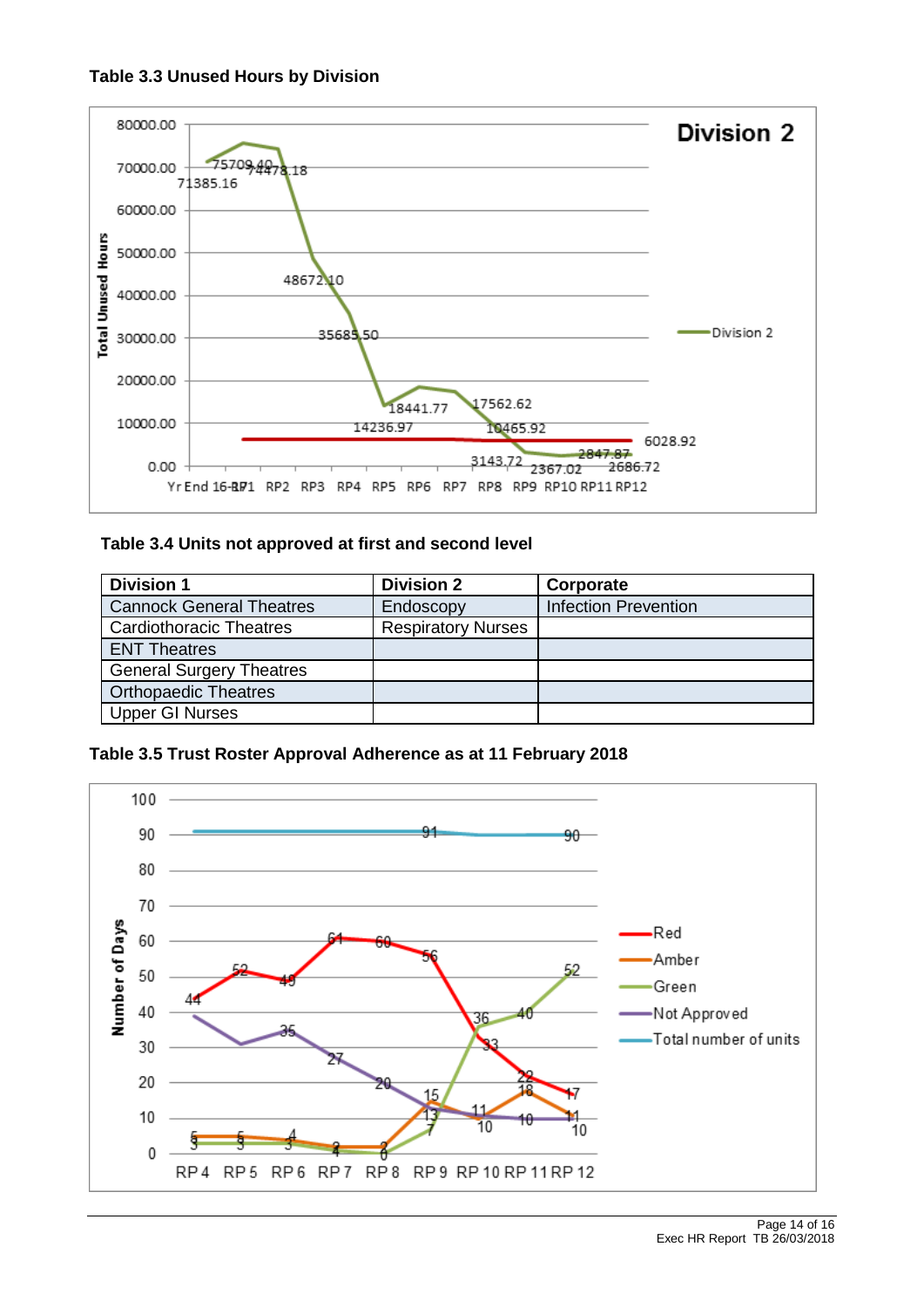**Table 3.3 Unused Hours by Division**

**Table 3.4 Units not approved at first and second level**

| Division 1 | Division 2 | Corporate |
|---|---|---|
| Cannock General Theatres | Endoscopy | Infection Prevention |
| Cardiothoracic Theatres | Respiratory Nurses | |
| ENT Theatres | | |
| General Surgery Theatres | | |
| Orthopaedic Theatres | | |
| Upper GI Nurses | | |

**Table 3.5 Trust Roster Approval Adherence as at 11 February 2018**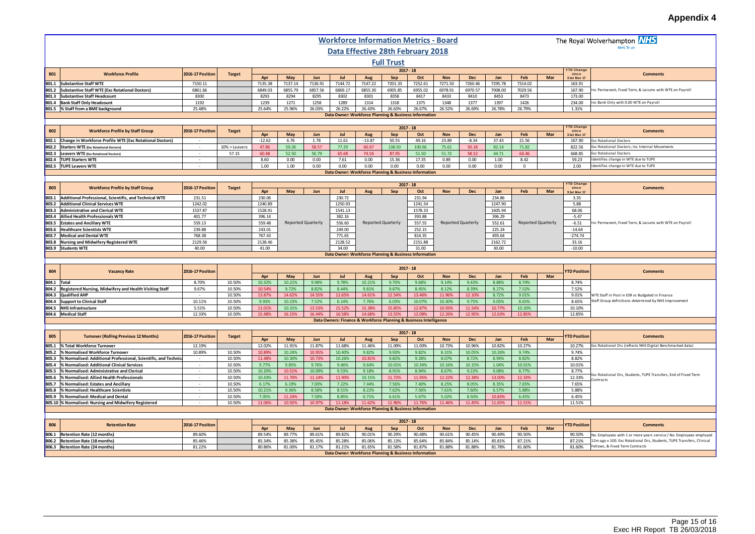# Appendix 4

## Workforce Information Metrics - Board

### Data Effective 28th February 2018

### Full Trust

The Royal Wolverhampton NHS Trust

| B01 | Workforce Profile | 2016-17 Position | Target | Apr | May | Jun | Jul | Aug | Sep | Oct | Nov | Dec | Jan | Feb | Mar | YTD Change since 31st Mar 17 | Comments |
|---|---|---|---|---|---|---|---|---|---|---|---|---|---|---|---|---|---|
| B01.1 | Substantive Staff WTE | 7150.11 | | 7135.38 | 7137.14 | 7136.91 | 7144.72 | 7147.22 | 7201.33 | 7252.61 | 7271.50 | 7260.46 | 7295.78 | 7314.02 | | 163.91 | |
| B01.2 | Substantive Staff WTE (Exc Rotational Doctors) | 6861.66 | | 6849.03 | 6855.79 | 6857.56 | 6869.17 | 6855.30 | 6905.85 | 6955.02 | 6978.91 | 6970.57 | 7008.00 | 7029.56 | | 167.90 | Inc Permanent, Fixed Term, & Locums with WTE on Payroll |
| B01.3 | Substantive Staff Headcount | 8300 | | 8293 | 8294 | 8295 | 8302 | 8301 | 8358 | 8417 | 8433 | 8410 | 8453 | 8473 | | 173.00 | |
| B01.4 | Bank Staff Only Headcount | 1192 | | 1239 | 1271 | 1258 | 1289 | 1314 | 1318 | 1375 | 1348 | 1377 | 1397 | 1426 | | 234.00 | Inc Bank Only with 0.00 WTE on Payroll |
| B01.5 | % Staff from a BME background | 25.48% | | 25.64% | 25.96% | 26.03% | 26.22% | 26.43% | 26.63% | 26.67% | 26.52% | 26.69% | 26.78% | 26.79% | | 1.31% | |

Data Owner: Workforce Planning & Business Information

| B02 | Workforce Profile by Staff Group | 2016-17 Position | Target | Apr | May | Jun | Jul | Aug | Sep | Oct | Nov | Dec | Jan | Feb | Mar | YTD Change since 31st Mar 17 | Comments |
|---|---|---|---|---|---|---|---|---|---|---|---|---|---|---|---|---|---|
| B02.1 | Change in Workforce Profile WTE (Exc Rotational Doctors) | - | | -12.62 | 6.76 | 1.78 | 11.61 | -13.87 | 50.55 | 49.16 | 23.89 | -8.34 | 37.43 | 21.56 | | 167.90 | Exc Rotational Doctors |
| B02.2 | Starters WTE (Exc Rotational Doctors) | - | 10% > Leavers | 47.86 | 59.26 | 58.57 | 77.29 | 60.67 | 138.50 | 100.66 | 75.61 | 50.18 | 82.14 | 71.82 | | 822.56 | Exc Rotational Doctors; Inc Internal Movements |
| B02.3 | Leavers WTE (Exc Rotational Doctors) | - | 57.15 | 60.48 | 52.50 | 56.79 | 65.68 | 74.54 | 87.95 | 51.50 | 51.72 | 58.52 | 44.71 | 64.46 | | 668.85 | Exc Rotational Doctors |
| B02.4 | TUPE Starters WTE | - | | 8.60 | 0.00 | 0.00 | 7.61 | 0.00 | 15.36 | 17.35 | 0.89 | 0.00 | 1.00 | 8.42 | | 59.23 | Identifies change in WTE due to TUPE |
| B02.5 | TUPE Leavers WTE | - | | 1.00 | 1.00 | 0.00 | 0.00 | 0.00 | 0.00 | 0.00 | 0.00 | 0.00 | 0.00 | 0 | | 2.00 | Identifies change in WTE due to TUPE |

Data Owner: Workforce Planning & Business Information

| B03 | Workforce Profile by Staff Group | 2016-17 Position | Target | Apr | May | Jun | Jul | Aug | Sep | Oct | Nov | Dec | Jan | Feb | Mar | YTD Change since 31st Mar 17 | Comments |
|---|---|---|---|---|---|---|---|---|---|---|---|---|---|---|---|---|---|
| B03.1 | Additional Professional, Scientific, and Technical WTE | 231.51 | | 230.06 | Reported Quarterly | | 230.72 | Reported Quarterly | | 231.94 | Reported Quarterly | | 234.86 | Reported Quarterly | | 3.35 | Inc Permanent, Fixed Term, & Locums with WTE on Payroll |
| B03.2 | Additional Clinical Services WTE | 1242.02 | | 1240.89 | | | 1250.93 | | | 1241.54 | | | 1247.90 | | | 5.88 | |
| B03.3 | Administrative and Clerical WTE | 1537.87 | | 1528.91 | | | 1541.13 | | | 1578.33 | | | 1605.94 | | | 68.06 | |
| B03.4 | Allied Health Professionals WTE | 401.77 | | 396.14 | | | 382.16 | | | 393.88 | | | 396.29 | | | -5.47 | |
| B03.5 | Estates and Ancillary WTE | 559.13 | | 559.48 | | | 556.60 | | | 557.55 | | | 552.61 | | | -6.51 | |
| B03.6 | Healthcare Scientists WTE | 239.88 | | 243.01 | | | 249.00 | | | 252.15 | | | 225.24 | | | -14.64 | |
| B03.7 | Medical and Dental WTE | 768.38 | | 767.43 | | | 771.65 | | | 814.35 | | | 493.64 | | | -274.74 | |
| B03.8 | Nursing and Midwifery Registered WTE | 2129.56 | | 2128.46 | | | 2128.52 | | | 2151.88 | | | 2162.72 | | | 33.16 | |
| B03.9 | Students WTE | 40.00 | | 41.00 | | | 34.00 | | | 31.00 | | | 30.00 | | | -10.00 | |

Data Owner: Workforce Planning & Business Information

| B04 | Vacancy Rate | 2016-17 Position | Target | Apr | May | Jun | Jul | Aug | Sep | Oct | Nov | Dec | Jan | Feb | Mar | YTD Position | Comments |
|---|---|---|---|---|---|---|---|---|---|---|---|---|---|---|---|---|---|
| B04.1 | Total | 8.70% | 10.50% | 10.32% | 10.21% | 9.98% | 9.78% | 10.21% | 9.70% | 9.68% | 9.14% | 9.43% | 8.88% | 8.74% | | 8.74% | |
| B04.2 | Registered Nursing, Midwifery and Health Visiting Staff | 9.67% | 10.50% | 10.54% | 9.72% | 8.82% | 8.44% | 9.81% | 9.87% | 8.45% | 8.12% | 8.39% | 8.27% | 7.52% | | 7.52% | |
| B04.3 | Qualified AHP | - | 10.50% | 13.87% | 14.62% | 14.55% | 12.65% | 14.61% | 12.54% | 13.46% | 11.96% | 12.10% | 8.72% | 9.01% | | 9.01% | WTE Staff in Post in ESR vs Budgeted in Finance |
| B04.4 | Support to Clinical Staff | 10.11% | 10.50% | 9.93% | 10.23% | 7.52% | 6.14% | 7.76% | 6.03% | 10.07% | 10.30% | 9.75% | 9.05% | 8.65% | | 8.65% | Staff Group definitions determined by NHS Improvement |
| B04.5 | NHS Infrastructure | 5.51% | 10.50% | 11.01% | 10.31% | 13.53% | 15.52% | 15.38% | 15.85% | 12.87% | 10.93% | 11.54% | 10.77% | 10.10% | | 10.10% | |
| B04.6 | Medical Staff | 12.33% | 10.50% | 15.48% | 16.15% | 16.44% | 16.58% | 14.68% | 13.55% | 12.08% | 12.26% | 12.95% | 12.63% | 12.85% | | 12.85% | |

Data Owners: Finance & Workforce Planning & Business Intelligence

| B05 | Turnover (Rolling Previous 12 Months) | 2016-17 Position | Target | Apr | May | Jun | Jul | Aug | Sep | Oct | Nov | Dec | Jan | Feb | Mar | YTD Position | Comments |
|---|---|---|---|---|---|---|---|---|---|---|---|---|---|---|---|---|---|
| B05.1 | % Total Workforce Turnover | 12.19% | | 12.02% | 11.91% | 11.87% | 11.68% | 11.46% | 11.09% | 11.00% | 10.73% | 10.96% | 10.82% | 10.27% | | 10.27% | Exc Rotational Drs (reflects NHS Digital Benchmarked data) |
| B05.2 | % Normalised Workforce Turnover | 10.89% | 10.50% | 10.89% | 10.24% | 10.95% | 10.40% | 9.82% | 9.93% | 9.82% | 8.31% | 10.05% | 10.26% | 9.74% | | 9.74% | Exc Rotational Drs, Students, TUPE Transfers, End of Fixed Term Contracts |
| B05.3 | % Normalised: Additional Professional, Scientific, and Technical | - | 10.50% | 11.48% | 10.30% | 10.73% | 10.26% | 10.81% | 9.82% | 9.28% | 8.07% | 8.72% | 8.94% | 8.82% | | 8.82% | |
| B05.4 | % Normalised: Additional Clinical Services | - | 10.50% | 9.77% | 9.85% | 9.76% | 9.46% | 9.64% | 10.01% | 10.34% | 10.16% | 10.15% | 1.04% | 10.01% | | 10.01% | |
| B05.5 | % Normalised: Administrative and Clerical | - | 10.50% | 10.20% | 10.51% | 10.09% | 9.53% | 9.18% | 8.91% | 8.94% | 8.67% | 9.22% | 9.08% | 8.77% | | 8.77% | |
| B05.6 | % Normalised: Allied Health Professionals | - | 10.50% | 10.43% | 11.70% | 11.14% | 11.90% | 10.15% | 11.72% | 11.95% | 12.22% | 12.38% | 13.00% | 12.33% | | 12.33% | |
| B05.7 | % Normalised: Estates and Ancillary | - | 10.50% | 6.17% | 6.19% | 7.00% | 7.22% | 7.44% | 7.56% | 7.40% | 8.25% | 8.05% | 8.35% | 7.65% | | 7.65% | |
| B05.8 | % Normalised: Healthcare Scientists | - | 10.50% | 10.21% | 9.36% | 8.58% | 8.51% | 8.22% | 7.62% | 7.56% | 7.61% | 7.60% | 6.57% | 5.88% | | 5.88% | |
| B05.9 | % Normalised: Medical and Dental | - | 10.50% | 7.05% | 11.24% | 7.58% | 8.85% | 6.71% | 6.61% | 5.67% | 5.02% | 8.50% | 10.83% | 6.45% | | 6.45% | |
| B05.10 | % Normalised: Nursing and Midwifery Registered | - | 10.50% | 11.06% | 10.92% | 10.97% | 11.18% | 11.62% | 11.96% | 11.76% | 11.46% | 11.45% | 11.65% | 11.51% | | 11.51% | |

Data Owner: Workforce Planning & Business Information

| B06 | Retention Rate | 2016-17 Position | | Apr | May | Jun | Jul | Aug | Sep | Oct | Nov | Dec | Jan | Feb | Mar | YTD Position | Comments |
|---|---|---|---|---|---|---|---|---|---|---|---|---|---|---|---|---|---|
| B06.1 | Retention Rate (12 months) | 89.60% | | 89.54% | 89.77% | 89.61% | 89.82% | 90.01% | 90.29% | 90.48% | 90.61% | 90.45% | 90.49% | 90.50% | | 90.50% | No. Employees with 1 or more years service / No. Employees employed 12m ago x 100. Exc Rotational Drs, Students, TUPE Transfers, Clinical Fellows, & Fixed Term Contracts |
| B06.2 | Retention Rate (18 months) | 85.46% | | 85.34% | 85.38% | 85.45% | 85.28% | 85.06% | 85.13% | 85.64% | 85.84% | 85.14% | 85.81% | 87.21% | | 87.21% | |
| B06.3 | Retention Rate (24 months) | 81.22% | | 80.86% | 81.00% | 81.17% | 81.21% | 81.65% | 81.58% | 81.87% | 81.88% | 81.88% | 81.78% | 81.60% | | 81.60% | |

Data Owner: Workforce Planning & Business Information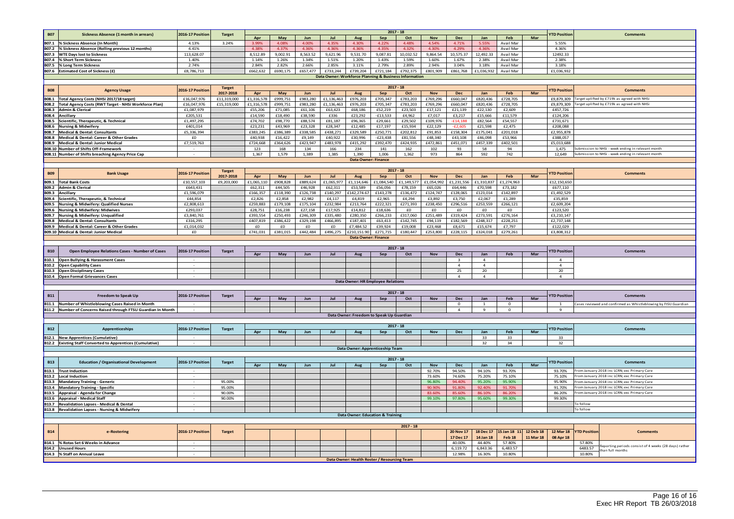| B07 | Sickness Absence (1 month in arrears) | 2016-17 Position | Target | 2017 - 18 | | | | | | | | | | | | YTD Position | Comments |
|---|---|---|---|---|---|---|---|---|---|---|---|---|---|---|---|---|---|
| | | | | Apr | May | Jun | Jul | Aug | Sep | Oct | Nov | Dec | Jan | Feb | Mar | | |
| B07.1 | % Sickness Absence (In Month) | 4.13% | 3.24% | 3.99% | 4.08% | 4.00% | 4.35% | 4.30% | 4.22% | 4.48% | 4.54% | 4.71% | 5.55% | Avail Mar | | 5.55% | |
| B07.2 | % Sickness Absence (Rolling previous 12 months) | 4.41% | | 4.38% | 4.37% | 4.36% | 4.36% | 4.36% | 4.35% | 4.32% | 4.30% | 4.29% | 4.36% | Avail Mar | | 4.36% | |
| B07.3 | WTE Days lost to Sickness | 113,628.07 | | 8,512.89 | 9,002.91 | 8,563.52 | 9,621.96 | 9,531.70 | 9,087.81 | 10,032.52 | 9,864.54 | 10,575.37 | 12,492.33 | Avail Mar | | 12492.33 | |
| B07.4 | % Short Term Sickness | 1.40% | | 1.14% | 1.26% | 1.34% | 1.51% | 1.20% | 1.43% | 1.59% | 1.60% | 1.67% | 2.38% | Avail Mar | | 2.38% | |
| B07.5 | % Long Term Sickness | 2.74% | | 2.84% | 2.82% | 2.66% | 2.85% | 3.11% | 2.79% | 2.89% | 2.94% | 3.04% | 3.18% | Avail Mar | | 3.18% | |
| B07.6 | Estimated Cost of Sickness (£) | £8,786,713 | | £662,632 | £690,175 | £657,477 | £733,244 | £739,204 | £721,184 | £792,375 | £801,909 | £861,768 | £1,036,932 | Avail Mar | | £1,036,932 | |
| | Data Owner: Workforce Planning & Business Information | | | | | | | | | | | | | | | | |

| B08 | Agency Usage | 2016-17 Position | Target 2017-2018 | 2017 - 18 | | | | | | | | | | | | YTD Position | Comments |
|---|---|---|---|---|---|---|---|---|---|---|---|---|---|---|---|---|---|
| | | | | Apr | May | Jun | Jul | Aug | Sep | Oct | Nov | Dec | Jan | Feb | Mar | | |
| B08.1 | Total Agency Costs (NHSi 2017/18 target) | £16,047,976 | £11,319,000 | £1,316,578 | £999,751 | £983,280 | £1,136,463 | £976,203 | £705,347 | £783,203 | £769,296 | £660,047 | £820,436 | £728,705 | | £9,879,309 | Target uplifted by £719k as agreed with NHSi |
| B08.2 | Total Agency Costs (RWT Target - NHSi Workforce Plan) | £16,047,976 | £15,319,000 | £1,316,578 | £999,751 | £983,280 | £1,136,463 | £976,203 | £705,347 | £783,203 | £769,296 | £660,047 | £820,436 | £728,705 | | £9,879,309 | Target uplifted by £719k as agreed with NHSi |
| B08.3 | Admin & Clerical | £1,087,979 | | £55,206 | £71,085 | £61,106 | £63,423 | £68,186 | £52,219 | £23,503 | £17,121 | £21,139 | £22,130 | £2,609 | | £457,726 | |
| B08.4 | Ancillary | £205,531 | | £14,590 | £18,490 | £38,590 | £336 | £23,292 | -£13,533 | £4,962 | £7,017 | £3,217 | £15,666 | £11,579 | | £124,206 | |
| B08.5 | Scientific, Therapeutic, & Technical | £1,497,295 | | £74,702 | £98,770 | £88,574 | £81,187 | £96,365 | £29,661 | £29,502 | £109,976 | -£14,188 | £82,564 | £54,557 | | £731,671 | |
| B08.6 | Nursing & Midwifery | £401,014 | | £23,231 | £43,969 | £23,328 | £28,347 | £12,485 | £17,197 | £15,934 | £22,129 | -£2,605 | £21,598 | £2,475 | | £208,088 | |
| B08.7 | Medical & Dental: Consultants | £5,336,394 | | £383,245 | £386,389 | £338,585 | £438,271 | £329,589 | £250,771 | £202,812 | £91,853 | £158,304 | £175,041 | £201,018 | | £2,955,878 | |
| B08.8 | Medical & Dental: Career & Other Grades | £0 | | £40,938 | £16,422 | £9,149 | £40,922 | £30,996 | -£23,438 | £81,556 | £48,340 | £43,108 | £46,098 | £53,966 | | £388,057 | |
| B08.9 | Medical & Dental: Junior Medical | £7,519,763 | | £724,668 | £364,626 | £423,947 | £483,978 | £415,292 | £392,470 | £424,935 | £472,861 | £451,071 | £457,339 | £402,501 | | £5,013,688 | |
| B08.10 | Number of Shifts Off-Framework | - | | 123 | 168 | 134 | 166 | 234 | 141 | 162 | 102 | 93 | 58 | 94 | | 1,475 | Submission to NHSi - week ending in relevant month |
| B08.11 | Number of Shifts breaching Agency Price Cap | - | | 1,367 | 1,579 | 1,389 | 1,385 | 1,390 | 1,006 | 1,362 | 973 | 864 | 592 | 742 | | 12,649 | Submission to NHSi - week ending in relevant month |
| | Data Owner: Finance | | | | | | | | | | | | | | | | |

| B09 | Bank Usage | 2016-17 Position | Target 2017-2018 | 2017 - 18 | | | | | | | | | | | | YTD Position | Comments |
|---|---|---|---|---|---|---|---|---|---|---|---|---|---|---|---|---|---|
| | | | | Apr | May | Jun | Jul | Aug | Sep | Oct | Nov | Dec | Jan | Feb | Mar | | |
| B09.1 | Total Bank Costs | £10,557,103 | £9,203,000 | £1,065,110 | £908,828 | £889,624 | £1,065,977 | £1,114,646 | £1,084,540 | £1,149,577 | £1,054,992 | £1,231,556 | £1,310,837 | £1,274,963 | | £12,150,650 | |
| B09.2 | Admin & Clerical | £643,431 | | £62,311 | £44,505 | £46,928 | £62,311 | £53,589 | £56,056 | £78,159 | £65,026 | £64,446 | £70,598 | £73,182 | | £677,110 | |
| B09.3 | Ancillary | £1,596,079 | | £166,357 | £118,390 | £126,738 | £140,297 | £142,274.67 | £143,278 | £136,472 | £124,747 | £128,065 | £123,014 | £142,897 | | £1,492,529 | |
| B09.4 | Scientific, Therapeutic, & Technical | £44,854 | | £2,826 | £2,858 | £2,982 | £4,117 | £4,819 | £2,965 | £4,294 | £3,892 | £3,750 | £2,067 | £1,289 | | £35,859 | |
| B09.5 | Nursing & Midwifery: Qualified Nurses | £2,808,613 | | £259,883 | £179,108 | £175,104 | £232,984 | £213,764 | £222,321 | £271,393 | £238,450 | £296,516 | £253,559 | £266,121 | | £2,609,204 | |
| B09.6 | Nursing & Midwifery: Midwives | £293,037 | | £28,751 | £16,238 | £27,158 | £17,925 | £14,812 | £18,636 | £0 | £0 | £0 | £0 | £0 | | £123,520 | |
| B09.7 | Nursing & Midwifery: Unqualified | £3,840,761 | | £393,554 | £250,493 | £246,309 | £335,480 | £280,350 | £266,233 | £317,060 | £251,489 | £319,424 | £273,591 | £276,164 | | £3,210,147 | |
| B09.8 | Medical & Dental: Consultants | £316,295 | | £407,819 | £386,422 | £329,198 | £466,895 | £187,401 | £63,413 | £142,745 | £94,119 | £182,569 | £248,317 | £228,251 | | £2,737,148 | |
| B09.9 | Medical & Dental: Career & Other Grades | £1,014,032 | | £0 | £0 | £0 | £0 | £7,484.52 | £39,924 | £19,008 | £23,468 | £8,671 | £15,674 | £7,797 | | £122,029 | |
| B09.10 | Medical & Dental: Junior Medical | £0 | | £741,031 | £381,015 | £442,484 | £496,275 | £210,151.90 | £271,715 | £180,447 | £253,800 | £228,115 | £324,018 | £279,261 | | £3,808,312 | |
| | Data Owner: Finance | | | | | | | | | | | | | | | | |

| B10 | Open Employee Relations Cases - Number of Cases | 2016-17 Position | Target | 2017 - 18 | | | | | | | | | | | | YTD Position | Comments |
|---|---|---|---|---|---|---|---|---|---|---|---|---|---|---|---|---|---|
| | | | | Apr | May | Jun | Jul | Aug | Sep | Oct | Nov | Dec | Jan | Feb | Mar | | |
| B10.1 | Open Bullying & Harassment Cases | - | | | | | | | | | | 3 | 4 | | | 4 | |
| B10.2 | Open Capability Cases | - | | | | | | | | | | 4 | 4 | | | 4 | |
| B10.3 | Open Disciplinary Cases | - | | | | | | | | | | 25 | 20 | | | 20 | |
| B10.4 | Open Formal Grievances Cases | - | | | | | | | | | | 4 | 4 | | | 4 | |
| | Data Owner: HR Employee Relations | | | | | | | | | | | | | | | | |

| B11 | Freedom to Speak Up | 2016-17 Position | Target | 2017 - 18 | | | | | | | | | | | | YTD Position | Comments |
|---|---|---|---|---|---|---|---|---|---|---|---|---|---|---|---|---|---|
| | | | | Apr | May | Jun | Jul | Aug | Sep | Oct | Nov | Dec | Jan | Feb | Mar | | |
| B11.1 | Number of Whistleblowing Cases Raised in Month | - | | | | | | | | | | 0 | 1 | 0 | | 1 | Cases reviewed and confirmed as Whistleblowing by FtSU Guardian |
| B11.2 | Number of Concerns Raised through FTSU Guardian In Month | - | | | | | | | | | | 4 | 9 | 0 | | 9 | |
| | Data Owner: Freedom to Speak Up Guardian | | | | | | | | | | | | | | | | |

| B12 | Apprenticeships | 2016-17 Position | Target | 2017 - 18 | | | | | | | | | | | | YTD Position | Comments |
|---|---|---|---|---|---|---|---|---|---|---|---|---|---|---|---|---|---|
| | | | | Apr | May | Jun | Jul | Aug | Sep | Oct | Nov | Dec | Jan | Feb | Mar | | |
| B12.1 | New Apprentices (Cumulative) | - | | | | | | | | | | | 33 | 33 | | 33 | |
| B12.2 | Existing Staff Converted to Apprentices (Cumulative) | - | | | | | | | | | | | 32 | 34 | | 32 | |
| | Data Owner: Apprenticeship Team | | | | | | | | | | | | | | | | |

| B13 | Education / Organisational Development | 2016-17 Position | Target | 2017 - 18 | | | | | | | | | | | | YTD Position | Comments |
|---|---|---|---|---|---|---|---|---|---|---|---|---|---|---|---|---|---|
| | | | | Apr | May | Jun | Jul | Aug | Sep | Oct | Nov | Dec | Jan | Feb | Mar | | |
| B13.1 | Trust Induction | - | | | | | | | | | 92.70% | 94.50% | 94.10% | 93.70% | | 93.70% | From January 2018 inc LCRN; exc Primary Care |
| B13.2 | Local Induction | - | | | | | | | | | 73.60% | 74.60% | 75.20% | 75.10% | | 75.10% | From January 2018 inc LCRN; exc Primary Care |
| B13.3 | Mandatory Training - Generic | - | 95.00% | | | | | | | | 96.80% | 94.40% | 95.20% | 95.90% | | 95.90% | From January 2018 inc LCRN; exc Primary Care |
| B13.4 | Mandatory Training - Specific | - | 95.00% | | | | | | | | 90.90% | 91.80% | 92.40% | 91.70% | | 91.70% | From January 2018 inc LCRN; exc Primary Care |
| B13.5 | Appraisal - Agenda for Change | - | 90.00% | | | | | | | | 83.60% | 85.60% | 86.10% | 86.20% | | 86.20% | From January 2018 inc LCRN; exc Primary Care |
| B13.6 | Appraisal - Medical Staff | - | 90.00% | | | | | | | | 99.10% | 97.80% | 95.60% | 99.30% | | 99.30% | |
| B13.7 | Revalidation Lapses - Medical & Dental | - | | | | | | | | | | | | | | | To follow |
| B13.8 | Revalidation Lapses - Nursing & Midwifery | - | | | | | | | | | | | | | | | To follow |
| | Data Owner: Education & Training | | | | | | | | | | | | | | | | |

| B14 | e-Rostering | 2016-17 Position | Target | 2017 - 18 | | | | | | | | | | | | YTD Position | Comments |
|---|---|---|---|---|---|---|---|---|---|---|---|---|---|---|---|---|---|
| | | | | | | | | | | | | 20 Nov 17 - 17 Dec 17 | 18 Dec 17 - 14 Jan 18 | 15 Jan 18 - 11 Feb 18 | 12 Feb 18 - 11 Mar 18 | 12 Mar 18 - 08 Apr 18 | | |
| B14.1 | % Rotas Set 6 Weeks in Advance | - | | | | | | | | | | 40.00% | 44.40% | 57.80% | | | 57.80% | Reporting periods consist of 4 weeks (28 days) rather than full months |
| B14.2 | Unused Hours | - | | | | | | | | | | 6,119.72 | 6,843.36 | 6,483.57 | | | 6483.57 | |
| B14.3 | % Staff on Annual Leave | - | | | | | | | | | | 12.98% | 16.30% | 10.80% | | | 10.80% | |
| | Data Owner: Health Roster / Resourcing Team | | | | | | | | | | | | | | | | | |

Exec HR Report TB 26/03/2018